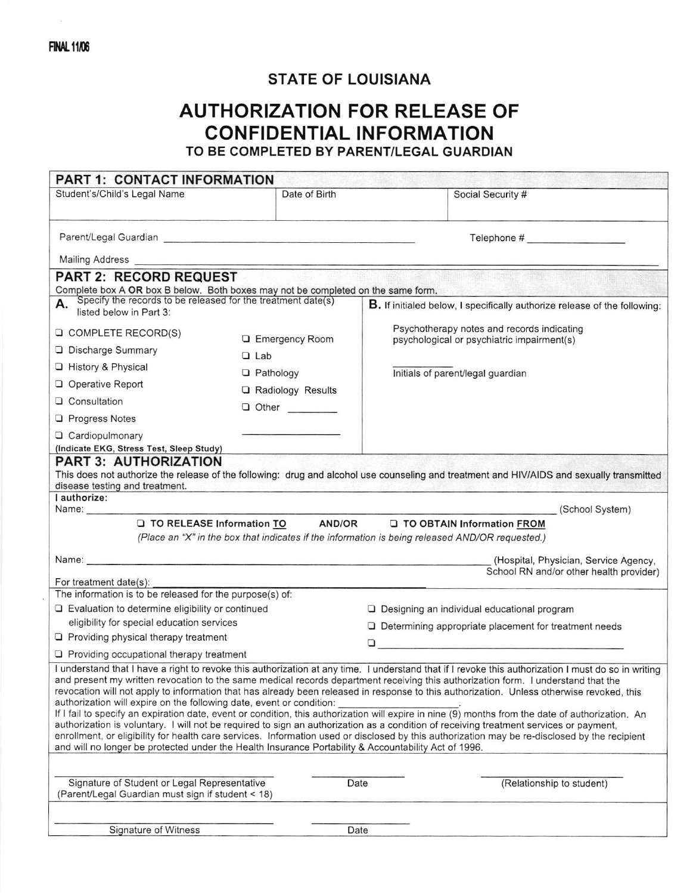FINAL 11/06

# STATE OF LOUISIANA

# AUTHORIZATION FOR RELEASE OF CONFIDENTIAL INFORMATION

## TO BE COMPLETED BY PARENT/LEGAL GUARDIAN

## PART 1: CONTACT INFORMATION

| Student's/Child's Legal Name | Date of Birth | Social Security # |
| --- | --- | --- |
| | | |

Parent/Legal Guardian ______________________________ Telephone # ______________

Mailing Address ______________________________________________

## PART 2: RECORD REQUEST

Complete box A **OR** box B below. Both boxes may not be completed on the same form.

**A.** Specify the records to be released for the treatment date(s) listed below in Part 3:

- ❑ COMPLETE RECORD(S)
- ❑ Discharge Summary
- ❑ History & Physical
- ❑ Operative Report
- ❑ Consultation
- ❑ Progress Notes
- ❑ Cardiopulmonary **(Indicate EKG, Stress Test, Sleep Study)**
- ❑ Emergency Room
- ❑ Lab
- ❑ Pathology
- ❑ Radiology Results
- ❑ Other ________ ________________

**B.** If initialed below, I specifically authorize release of the following:

Psychotherapy notes and records indicating psychological or psychiatric impairment(s)

__________ Initials of parent/legal guardian

## PART 3: AUTHORIZATION

This does not authorize the release of the following: drug and alcohol use counseling and treatment and HIV/AIDS and sexually transmitted disease testing and treatment.

**I authorize:**
Name: ______________________________________________ (School System)

❑ **TO RELEASE Information TO** **AND/OR** ❑ **TO OBTAIN Information FROM**

*(Place an "X" in the box that indicates if the information is being released AND/OR requested.)*

Name: ______________________________________________ (Hospital, Physician, Service Agency, School RN and/or other health provider)

For treatment date(s): ______________________________

The information is to be released for the purpose(s) of:

- ❑ Evaluation to determine eligibility or continued eligibility for special education services
- ❑ Providing physical therapy treatment
- ❑ Providing occupational therapy treatment
- ❑ Designing an individual educational program
- ❑ Determining appropriate placement for treatment needs
- ❑ ______________________________

I understand that I have a right to revoke this authorization at any time. I understand that if I revoke this authorization I must do so in writing and present my written revocation to the same medical records department receiving this authorization form. I understand that the revocation will not apply to information that has already been released in response to this authorization. Unless otherwise revoked, this authorization will expire on the following date, event or condition: ____________________.
If I fail to specify an expiration date, event or condition, this authorization will expire in nine (9) months from the date of authorization. An authorization is voluntary. I will not be required to sign an authorization as a condition of receiving treatment services or payment, enrollment, or eligibility for health care services. Information used or disclosed by this authorization may be re-disclosed by the recipient and will no longer be protected under the Health Insurance Portability & Accountability Act of 1996.

______________________________ ____________ ______________________
Signature of Student or Legal Representative (Parent/Legal Guardian must sign if student < 18) Date (Relationship to student)

______________________________ ____________
Signature of Witness Date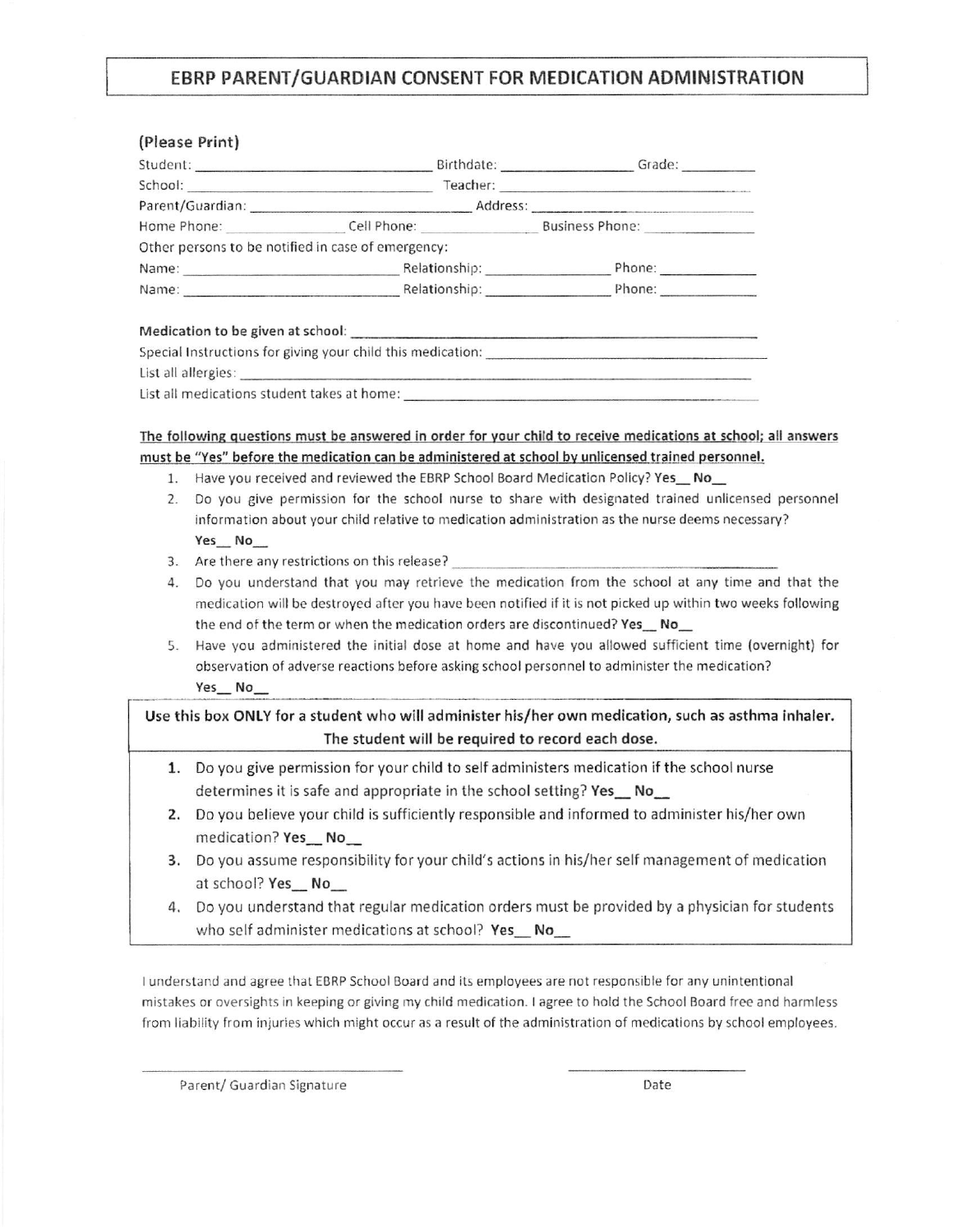# EBRP PARENT/GUARDIAN CONSENT FOR MEDICATION ADMINISTRATION

**(Please Print)**

Student: ______________________________ Birthdate: ________________ Grade: __________

School: ______________________________ Teacher: ______________________________

Parent/Guardian: ______________________________ Address: ______________________________

Home Phone: ______________ Cell Phone: ______________ Business Phone: ______________

Other persons to be notified in case of emergency:

Name: ______________________________ Relationship: ________________ Phone: ____________

Name: ______________________________ Relationship: ________________ Phone: ____________

Medication to be given at school: ______________________________________________

Special Instructions for giving your child this medication: ______________________________

List all allergies: ______________________________________________

List all medications student takes at home: ______________________________________________

<u>**The following questions must be answered in order for your child to receive medications at school; all answers must be "Yes" before the medication can be administered at school by unlicensed trained personnel.**</u>

1. Have you received and reviewed the EBRP School Board Medication Policy? **Yes__ No__**
2. Do you give permission for the school nurse to share with designated trained unlicensed personnel information about your child relative to medication administration as the nurse deems necessary? **Yes__ No__**
3. Are there any restrictions on this release? ______________________________
4. Do you understand that you may retrieve the medication from the school at any time and that the medication will be destroyed after you have been notified if it is not picked up within two weeks following the end of the term or when the medication orders are discontinued? **Yes__ No__**
5. Have you administered the initial dose at home and have you allowed sufficient time (overnight) for observation of adverse reactions before asking school personnel to administer the medication? **Yes__ No__**

**Use this box ONLY for a student who will administer his/her own medication, such as asthma inhaler. The student will be required to record each dose.**

1. Do you give permission for your child to self administers medication if the school nurse determines it is safe and appropriate in the school setting? **Yes__ No__**
2. Do you believe your child is sufficiently responsible and informed to administer his/her own medication? **Yes__ No__**
3. Do you assume responsibility for your child's actions in his/her self management of medication at school? **Yes__ No__**
4. Do you understand that regular medication orders must be provided by a physician for students who self administer medications at school? **Yes__ No__**

I understand and agree that EBRP School Board and its employees are not responsible for any unintentional mistakes or oversights in keeping or giving my child medication. I agree to hold the School Board free and harmless from liability from injuries which might occur as a result of the administration of medications by school employees.

______________________________ Parent/ Guardian Signature

______________________________ Date